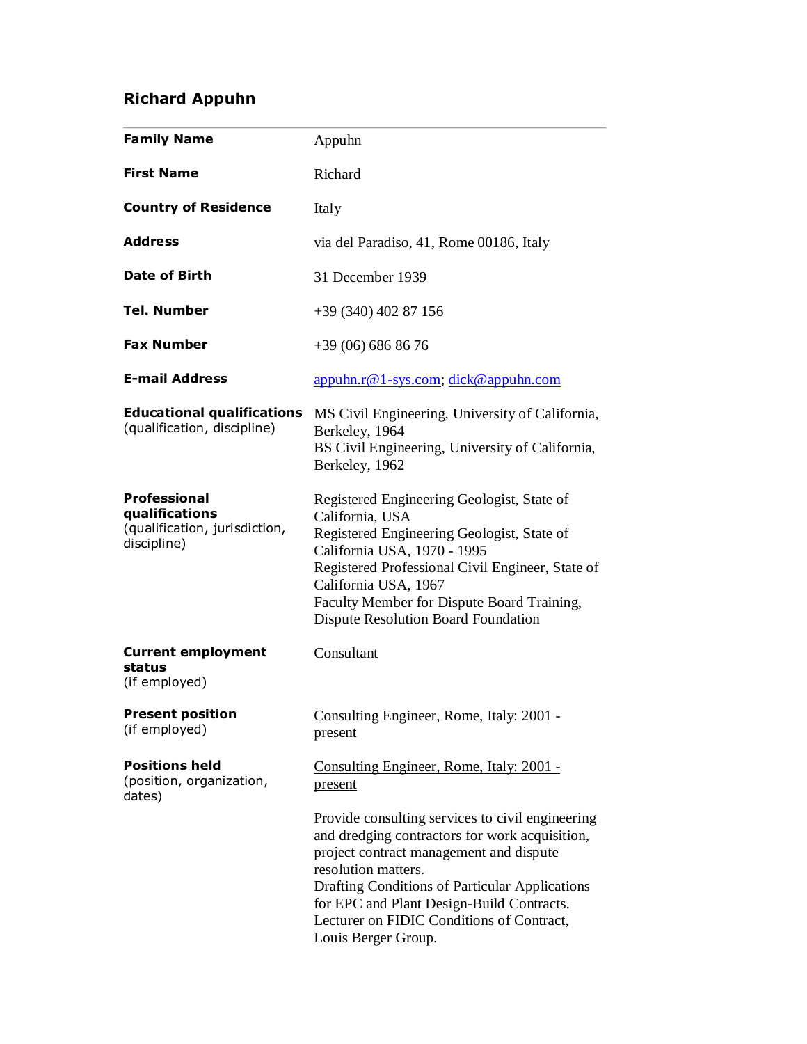# Richard Appuhn

---

| | |
|---|---|
| **Family Name** | Appuhn |
| **First Name** | Richard |
| **Country of Residence** | Italy |
| **Address** | via del Paradiso, 41, Rome 00186, Italy |
| **Date of Birth** | 31 December 1939 |
| **Tel. Number** | +39 (340) 402 87 156 |
| **Fax Number** | +39 (06) 686 86 76 |
| **E-mail Address** | appuhn.r@1-sys.com; dick@appuhn.com |
| **Educational qualifications** (qualification, discipline) | MS Civil Engineering, University of California, Berkeley, 1964<br>BS Civil Engineering, University of California, Berkeley, 1962 |
| **Professional qualifications** (qualification, jurisdiction, discipline) | Registered Engineering Geologist, State of California, USA<br>Registered Engineering Geologist, State of California USA, 1970 - 1995<br>Registered Professional Civil Engineer, State of California USA, 1967<br>Faculty Member for Dispute Board Training, Dispute Resolution Board Foundation |
| **Current employment status** (if employed) | Consultant |
| **Present position** (if employed) | Consulting Engineer, Rome, Italy: 2001 - present |
| **Positions held** (position, organization, dates) | <u>Consulting Engineer, Rome, Italy: 2001 - present</u><br><br>Provide consulting services to civil engineering and dredging contractors for work acquisition, project contract management and dispute resolution matters.<br>Drafting Conditions of Particular Applications for EPC and Plant Design-Build Contracts.<br>Lecturer on FIDIC Conditions of Contract, Louis Berger Group. |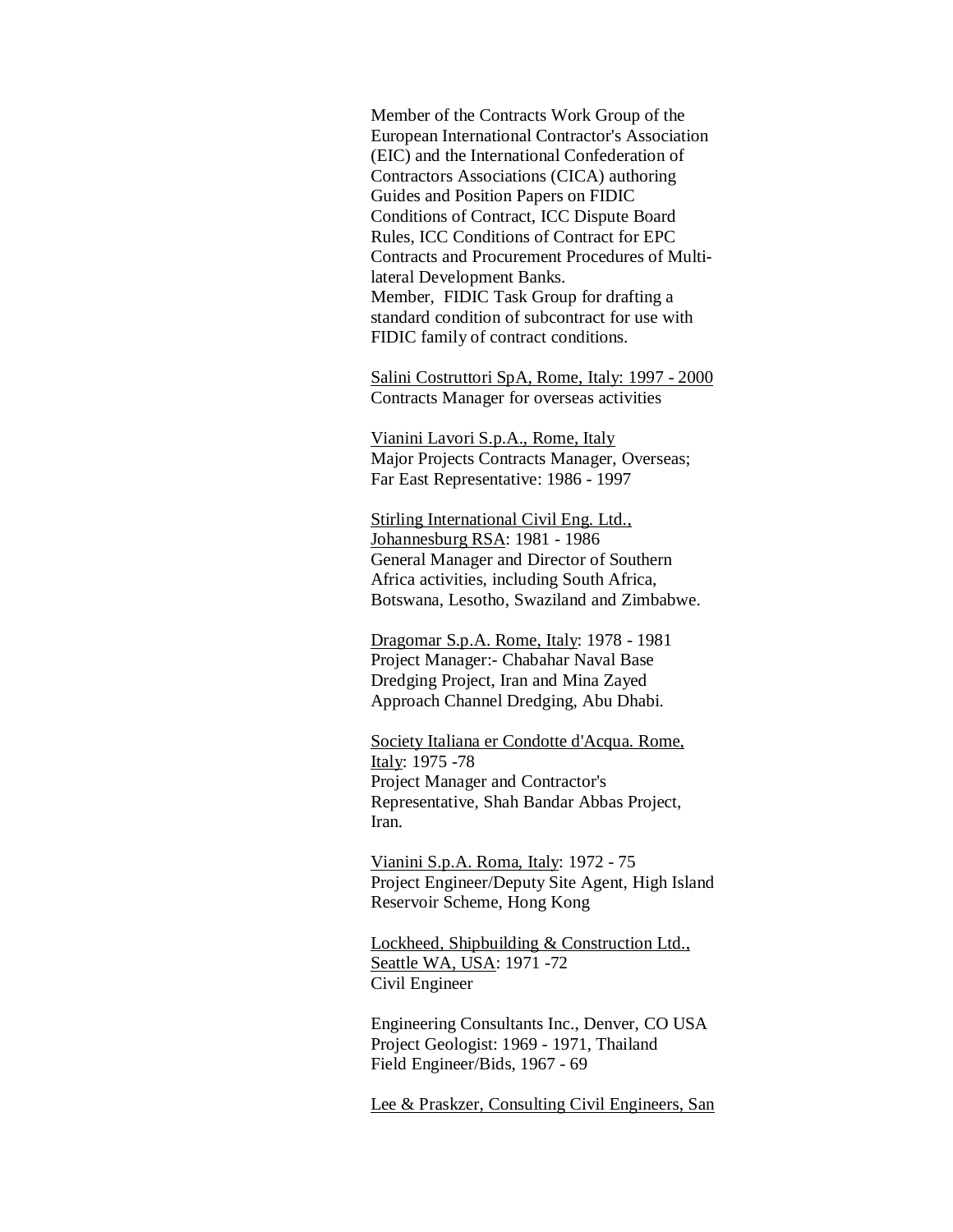Member of the Contracts Work Group of the European International Contractor's Association (EIC) and the International Confederation of Contractors Associations (CICA) authoring Guides and Position Papers on FIDIC Conditions of Contract, ICC Dispute Board Rules, ICC Conditions of Contract for EPC Contracts and Procurement Procedures of Multi-lateral Development Banks.
Member, FIDIC Task Group for drafting a standard condition of subcontract for use with FIDIC family of contract conditions.

<u>Salini Costruttori SpA, Rome, Italy: 1997 - 2000</u>
Contracts Manager for overseas activities

<u>Vianini Lavori S.p.A., Rome, Italy</u>
Major Projects Contracts Manager, Overseas; Far East Representative: 1986 - 1997

<u>Stirling International Civil Eng. Ltd., Johannesburg RSA</u>: 1981 - 1986
General Manager and Director of Southern Africa activities, including South Africa, Botswana, Lesotho, Swaziland and Zimbabwe.

<u>Dragomar S.p.A. Rome, Italy</u>: 1978 - 1981
Project Manager:- Chabahar Naval Base Dredging Project, Iran and Mina Zayed Approach Channel Dredging, Abu Dhabi.

<u>Society Italiana er Condotte d'Acqua. Rome, Italy</u>: 1975 -78
Project Manager and Contractor's Representative, Shah Bandar Abbas Project, Iran.

<u>Vianini S.p.A. Roma, Italy</u>: 1972 - 75
Project Engineer/Deputy Site Agent, High Island Reservoir Scheme, Hong Kong

<u>Lockheed, Shipbuilding & Construction Ltd., Seattle WA, USA</u>: 1971 -72
Civil Engineer

Engineering Consultants Inc., Denver, CO USA
Project Geologist: 1969 - 1971, Thailand
Field Engineer/Bids, 1967 - 69

<u>Lee & Praskzer, Consulting Civil Engineers, San</u>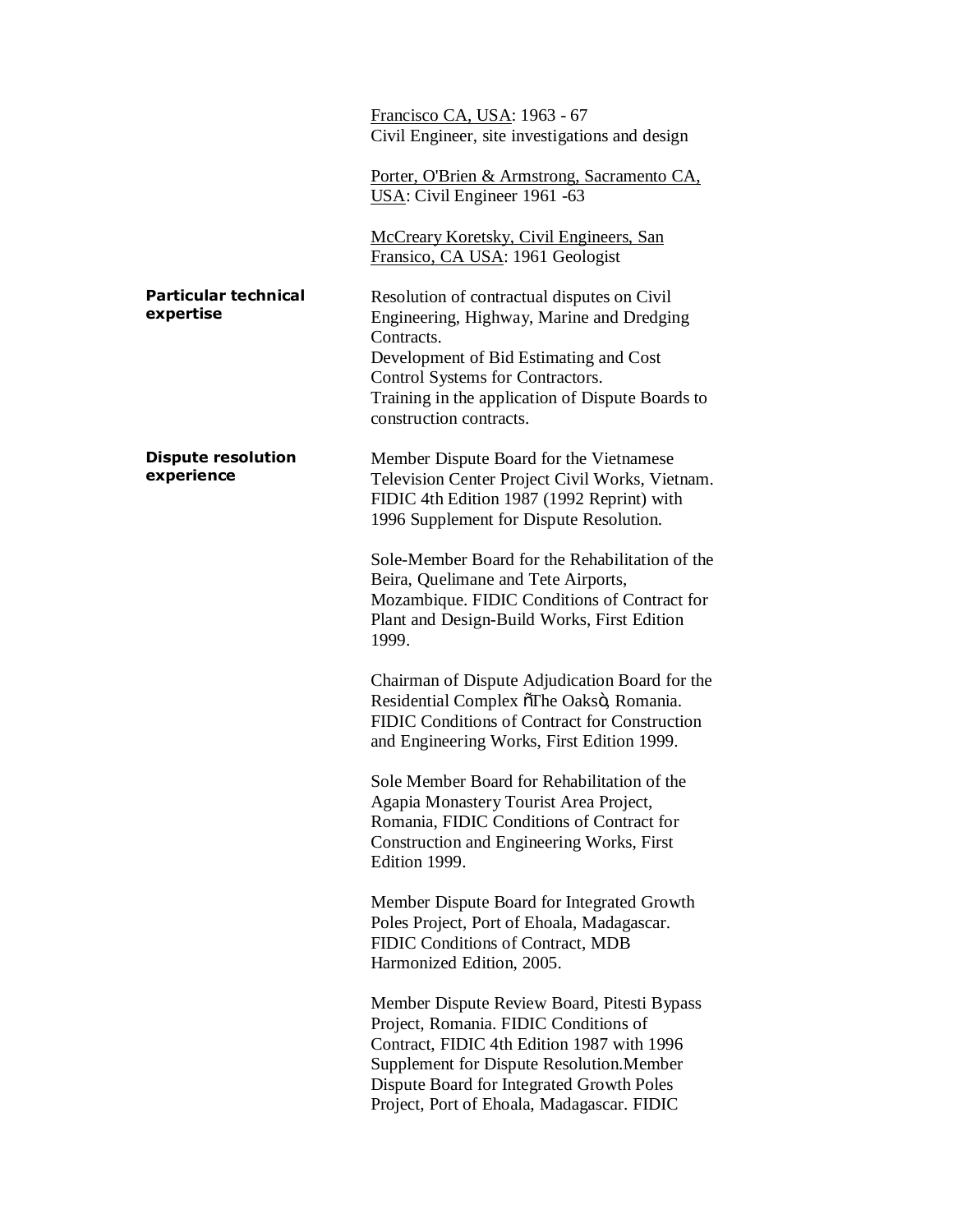Francisco CA, USA: 1963 - 67
Civil Engineer, site investigations and design

Porter, O'Brien & Armstrong, Sacramento CA, USA: Civil Engineer 1961 -63

McCreary Koretsky, Civil Engineers, San Fransico, CA USA: 1961 Geologist

**Particular technical expertise**

Resolution of contractual disputes on Civil Engineering, Highway, Marine and Dredging Contracts.
Development of Bid Estimating and Cost Control Systems for Contractors.
Training in the application of Dispute Boards to construction contracts.

**Dispute resolution experience**

Member Dispute Board for the Vietnamese Television Center Project Civil Works, Vietnam. FIDIC 4th Edition 1987 (1992 Reprint) with 1996 Supplement for Dispute Resolution.

Sole-Member Board for the Rehabilitation of the Beira, Quelimane and Tete Airports, Mozambique. FIDIC Conditions of Contract for Plant and Design-Build Works, First Edition 1999.

Chairman of Dispute Adjudication Board for the Residential Complex õThe Oaksö, Romania. FIDIC Conditions of Contract for Construction and Engineering Works, First Edition 1999.

Sole Member Board for Rehabilitation of the Agapia Monastery Tourist Area Project, Romania, FIDIC Conditions of Contract for Construction and Engineering Works, First Edition 1999.

Member Dispute Board for Integrated Growth Poles Project, Port of Ehoala, Madagascar. FIDIC Conditions of Contract, MDB Harmonized Edition, 2005.

Member Dispute Review Board, Pitesti Bypass Project, Romania. FIDIC Conditions of Contract, FIDIC 4th Edition 1987 with 1996 Supplement for Dispute Resolution.Member Dispute Board for Integrated Growth Poles Project, Port of Ehoala, Madagascar. FIDIC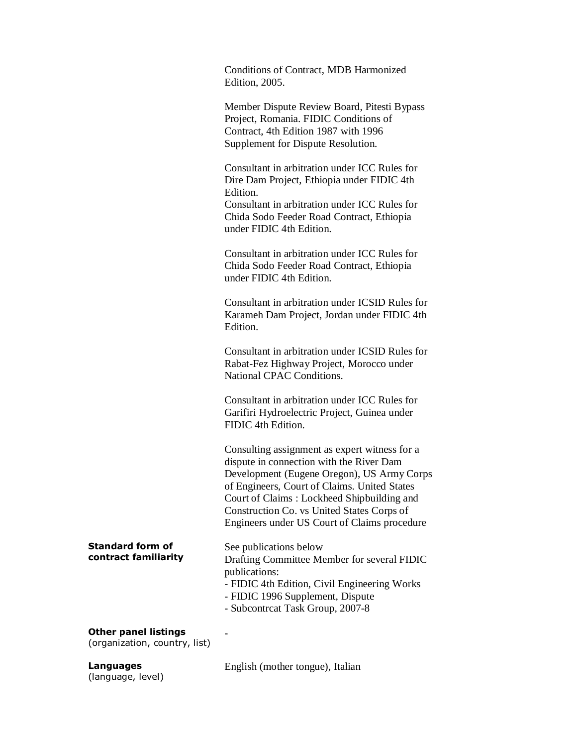Conditions of Contract, MDB Harmonized Edition, 2005.

Member Dispute Review Board, Pitesti Bypass Project, Romania. FIDIC Conditions of Contract, 4th Edition 1987 with 1996 Supplement for Dispute Resolution.

Consultant in arbitration under ICC Rules for Dire Dam Project, Ethiopia under FIDIC 4th Edition.
Consultant in arbitration under ICC Rules for Chida Sodo Feeder Road Contract, Ethiopia under FIDIC 4th Edition.

Consultant in arbitration under ICC Rules for Chida Sodo Feeder Road Contract, Ethiopia under FIDIC 4th Edition.

Consultant in arbitration under ICSID Rules for Karameh Dam Project, Jordan under FIDIC 4th Edition.

Consultant in arbitration under ICSID Rules for Rabat-Fez Highway Project, Morocco under National CPAC Conditions.

Consultant in arbitration under ICC Rules for Garifiri Hydroelectric Project, Guinea under FIDIC 4th Edition.

Consulting assignment as expert witness for a dispute in connection with the River Dam Development (Eugene Oregon), US Army Corps of Engineers, Court of Claims. United States Court of Claims : Lockheed Shipbuilding and Construction Co. vs United States Corps of Engineers under US Court of Claims procedure

**Standard form of contract familiarity**

See publications below
Drafting Committee Member for several FIDIC publications:
- FIDIC 4th Edition, Civil Engineering Works
- FIDIC 1996 Supplement, Dispute
- Subcontrcat Task Group, 2007-8

**Other panel listings**
(organization, country, list)

-

**Languages**
(language, level)

English (mother tongue), Italian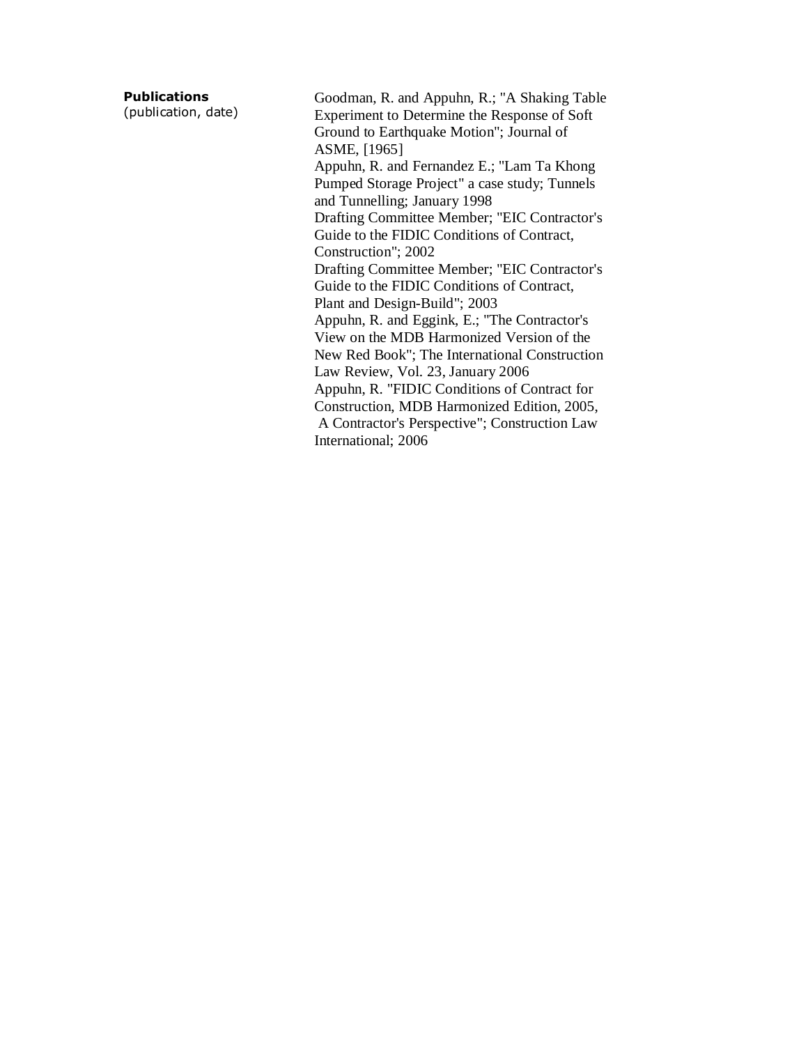| | |
|---|---|
| **Publications** (publication, date) | Goodman, R. and Appuhn, R.; "A Shaking Table Experiment to Determine the Response of Soft Ground to Earthquake Motion"; Journal of ASME, [1965]<br>Appuhn, R. and Fernandez E.; "Lam Ta Khong Pumped Storage Project" a case study; Tunnels and Tunnelling; January 1998<br>Drafting Committee Member; "EIC Contractor's Guide to the FIDIC Conditions of Contract, Construction"; 2002<br>Drafting Committee Member; "EIC Contractor's Guide to the FIDIC Conditions of Contract, Plant and Design-Build"; 2003<br>Appuhn, R. and Eggink, E.; "The Contractor's View on the MDB Harmonized Version of the New Red Book"; The International Construction Law Review, Vol. 23, January 2006<br>Appuhn, R. "FIDIC Conditions of Contract for Construction, MDB Harmonized Edition, 2005, A Contractor's Perspective"; Construction Law International; 2006 |